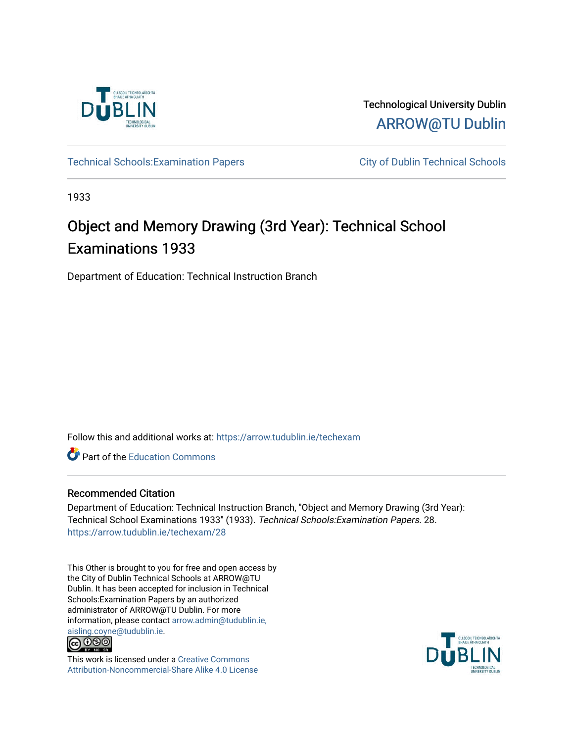Technological University Dublin

ARROW@TU Dublin

Technical Schools:Examination Papers

City of Dublin Technical Schools

1933

# Object and Memory Drawing (3rd Year): Technical School Examinations 1933

Department of Education: Technical Instruction Branch

Follow this and additional works at: https://arrow.tudublin.ie/techexam

Part of the Education Commons

## Recommended Citation

Department of Education: Technical Instruction Branch, "Object and Memory Drawing (3rd Year): Technical School Examinations 1933" (1933). *Technical Schools:Examination Papers*. 28. https://arrow.tudublin.ie/techexam/28

This Other is brought to you for free and open access by the City of Dublin Technical Schools at ARROW@TU Dublin. It has been accepted for inclusion in Technical Schools:Examination Papers by an authorized administrator of ARROW@TU Dublin. For more information, please contact arrow.admin@tudublin.ie, aisling.coyne@tudublin.ie.

This work is licensed under a Creative Commons Attribution-Noncommercial-Share Alike 4.0 License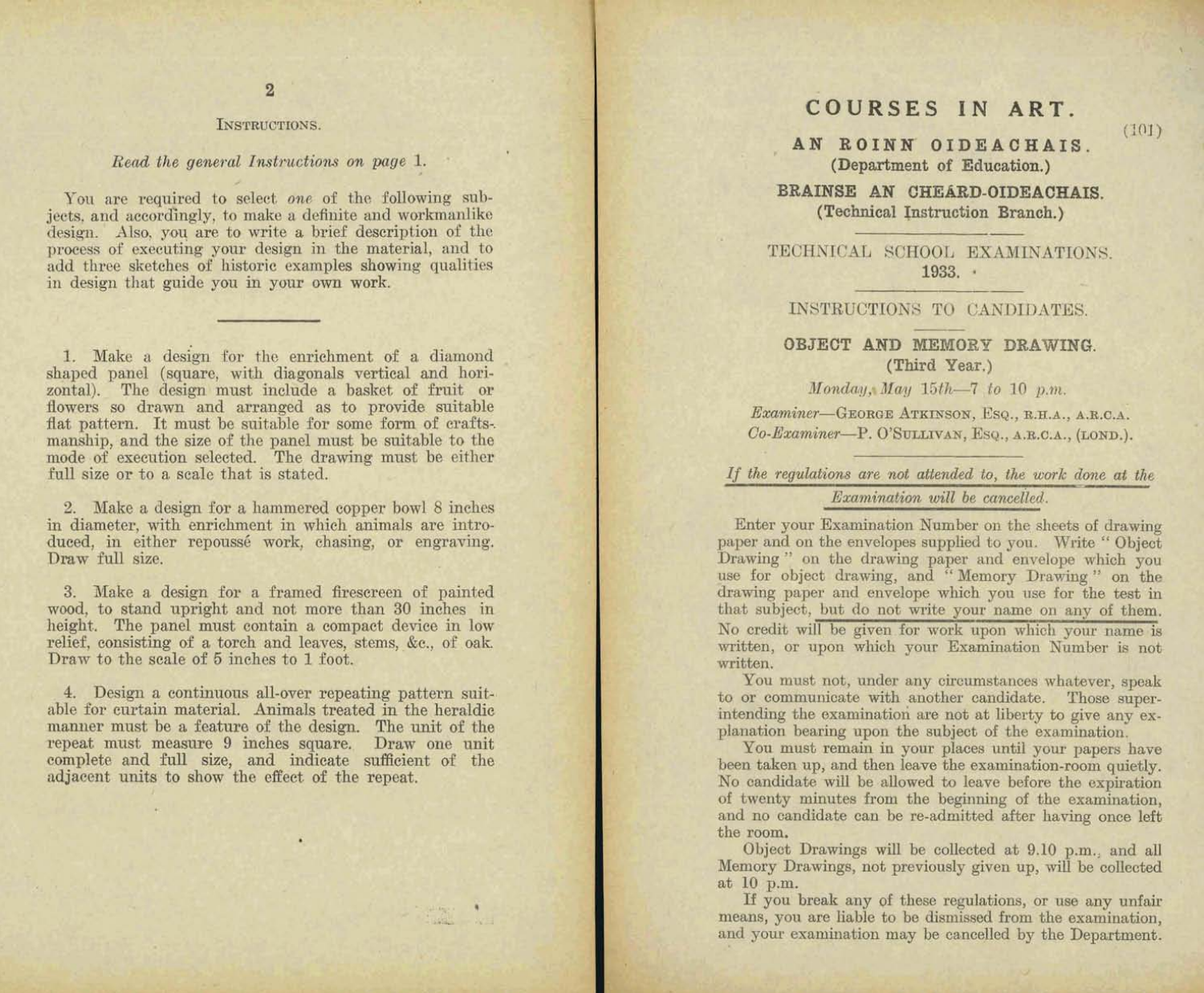### Instructions.

*Read the general Instructions on page* 1.

You are required to select *one* of the following subjects, and accordingly, to make a definite and workmanlike design. Also, you are to write a brief description of the process of executing your design in the material, and to add three sketches of historic examples showing qualities in design that guide you in your own work.

---

1. Make a design for the enrichment of a diamond shaped panel (square, with diagonals vertical and horizontal). The design must include a basket of fruit or flowers so drawn and arranged as to provide suitable flat pattern. It must be suitable for some form of craftsmanship, and the size of the panel must be suitable to the mode of execution selected. The drawing must be either full size or to a scale that is stated.

2. Make a design for a hammered copper bowl 8 inches in diameter, with enrichment in which animals are introduced, in either repoussé work, chasing, or engraving. Draw full size.

3. Make a design for a framed firescreen of painted wood, to stand upright and not more than 30 inches in height. The panel must contain a compact device in low relief, consisting of a torch and leaves, stems, &c., of oak. Draw to the scale of 5 inches to 1 foot.

4. Design a continuous all-over repeating pattern suitable for curtain material. Animals treated in the heraldic manner must be a feature of the design. The unit of the repeat must measure 9 inches square. Draw one unit complete and full size, and indicate sufficient of the adjacent units to show the effect of the repeat.

# COURSES IN ART.

(101)

## AN ROINN OIDEACHAIS.
**(Department of Education.)**

## BRAINSE AN CHEARD-OIDEACHAIS.
**(Technical Instruction Branch.)**

---

TECHNICAL SCHOOL EXAMINATIONS.
**1933.**

---

INSTRUCTIONS TO CANDIDATES.

---

## OBJECT AND MEMORY DRAWING.
**(Third Year.)**

*Monday, May 15th—7 to 10 p.m.*

*Examiner*—George Atkinson, Esq., R.H.A., A.R.C.A.
*Co-Examiner*—P. O'Sullivan, Esq., A.R.C.A., (Lond.).

---

*If the regulations are not attended to, the work done at the Examination will be cancelled.*

Enter your Examination Number on the sheets of drawing paper and on the envelopes supplied to you. Write "Object Drawing" on the drawing paper and envelope which you use for object drawing, and "Memory Drawing" on the drawing paper and envelope which you use for the test in that subject, but do not write your name on any of them. No credit will be given for work upon which your name is written, or upon which your Examination Number is not written.

You must not, under any circumstances whatever, speak to or communicate with another candidate. Those superintending the examination are not at liberty to give any explanation bearing upon the subject of the examination.

You must remain in your places until your papers have been taken up, and then leave the examination-room quietly. No candidate will be allowed to leave before the expiration of twenty minutes from the beginning of the examination, and no candidate can be re-admitted after having once left the room.

Object Drawings will be collected at 9.10 p.m., and all Memory Drawings, not previously given up, will be collected at 10 p.m.

If you break any of these regulations, or use any unfair means, you are liable to be dismissed from the examination, and your examination may be cancelled by the Department.